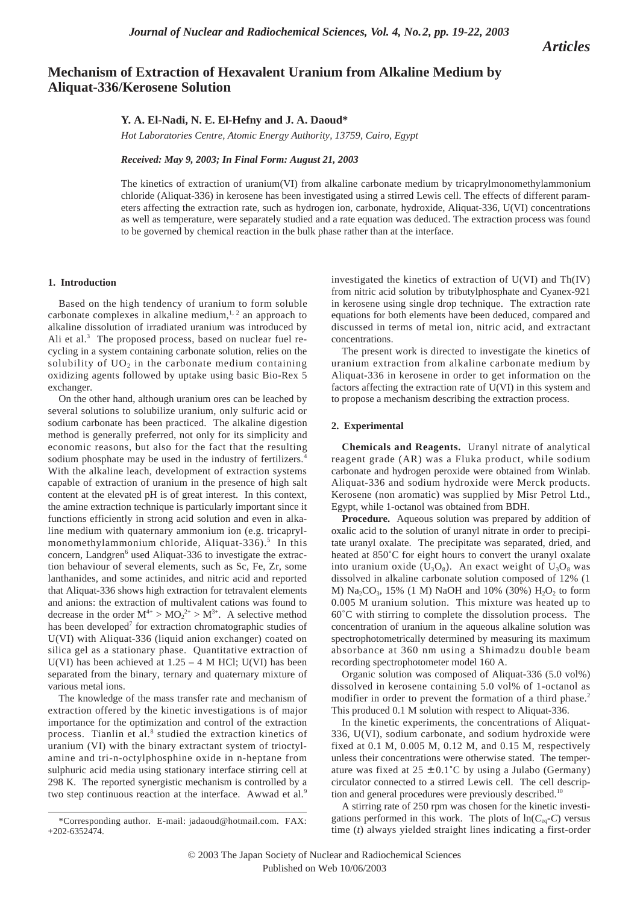*Articles*

# Mechanism of Extraction of Hexavalent Uranium from Alkaline Medium by Aliquat-336/Kerosene Solution

**Y. A. El-Nadi, N. E. El-Hefny and J. A. Daoud***

*Hot Laboratories Centre, Atomic Energy Authority, 13759, Cairo, Egypt*

***Received: May 9, 2003; In Final Form: August 21, 2003***

The kinetics of extraction of uranium(VI) from alkaline carbonate medium by tricaprylmonomethylammonium chloride (Aliquat-336) in kerosene has been investigated using a stirred Lewis cell. The effects of different parameters affecting the extraction rate, such as hydrogen ion, carbonate, hydroxide, Aliquat-336, U(VI) concentrations as well as temperature, were separately studied and a rate equation was deduced. The extraction process was found to be governed by chemical reaction in the bulk phase rather than at the interface.

## 1. Introduction

Based on the high tendency of uranium to form soluble carbonate complexes in alkaline medium,[1, 2] an approach to alkaline dissolution of irradiated uranium was introduced by Ali et al.[3] The proposed process, based on nuclear fuel recycling in a system containing carbonate solution, relies on the solubility of $UO_2$ in the carbonate medium containing oxidizing agents followed by uptake using basic Bio-Rex 5 exchanger.

On the other hand, although uranium ores can be leached by several solutions to solubilize uranium, only sulfuric acid or sodium carbonate has been practiced. The alkaline digestion method is generally preferred, not only for its simplicity and economic reasons, but also for the fact that the resulting sodium phosphate may be used in the industry of fertilizers.[4] With the alkaline leach, development of extraction systems capable of extraction of uranium in the presence of high salt content at the elevated pH is of great interest. In this context, the amine extraction technique is particularly important since it functions efficiently in strong acid solution and even in alkaline medium with quaternary ammonium ion (e.g. tricaprylmonomethylammonium chloride, Aliquat-336).[5] In this concern, Landgren[6] used Aliquat-336 to investigate the extraction behaviour of several elements, such as Sc, Fe, Zr, some lanthanides, and some actinides, and nitric acid and reported that Aliquat-336 shows high extraction for tetravalent elements and anions: the extraction of multivalent cations was found to decrease in the order $M^{4+} > MO_2^{2+} > M^{3+}$. A selective method has been developed[7] for extraction chromatographic studies of U(VI) with Aliquat-336 (liquid anion exchanger) coated on silica gel as a stationary phase. Quantitative extraction of U(VI) has been achieved at 1.25 – 4 M HCl; U(VI) has been separated from the binary, ternary and quaternary mixture of various metal ions.

The knowledge of the mass transfer rate and mechanism of extraction offered by the kinetic investigations is of major importance for the optimization and control of the extraction process. Tianlin et al.[8] studied the extraction kinetics of uranium (VI) with the binary extractant system of trioctylamine and tri-n-octylphosphine oxide in n-heptane from sulphuric acid media using stationary interface stirring cell at 298 K. The reported synergistic mechanism is controlled by a two step continuous reaction at the interface. Awwad et al.[9] investigated the kinetics of extraction of U(VI) and Th(IV) from nitric acid solution by tributylphosphate and Cyanex-921 in kerosene using single drop technique. The extraction rate equations for both elements have been deduced, compared and discussed in terms of metal ion, nitric acid, and extractant concentrations.

The present work is directed to investigate the kinetics of uranium extraction from alkaline carbonate medium by Aliquat-336 in kerosene in order to get information on the factors affecting the extraction rate of U(VI) in this system and to propose a mechanism describing the extraction process.

## 2. Experimental

**Chemicals and Reagents.** Uranyl nitrate of analytical reagent grade (AR) was a Fluka product, while sodium carbonate and hydrogen peroxide were obtained from Winlab. Aliquat-336 and sodium hydroxide were Merck products. Kerosene (non aromatic) was supplied by Misr Petrol Ltd., Egypt, while 1-octanol was obtained from BDH.

**Procedure.** Aqueous solution was prepared by addition of oxalic acid to the solution of uranyl nitrate in order to precipitate uranyl oxalate. The precipitate was separated, dried, and heated at 850˚C for eight hours to convert the uranyl oxalate into uranium oxide ($U_3O_8$). An exact weight of $U_3O_8$ was dissolved in alkaline carbonate solution composed of 12% (1 M) $Na_2CO_3$, 15% (1 M) NaOH and 10% (30%) $H_2O_2$ to form 0.005 M uranium solution. This mixture was heated up to 60˚C with stirring to complete the dissolution process. The concentration of uranium in the aqueous alkaline solution was spectrophotometrically determined by measuring its maximum absorbance at 360 nm using a Shimadzu double beam recording spectrophotometer model 160 A.

Organic solution was composed of Aliquat-336 (5.0 vol%) dissolved in kerosene containing 5.0 vol% of 1-octanol as modifier in order to prevent the formation of a third phase.[2] This produced 0.1 M solution with respect to Aliquat-336.

In the kinetic experiments, the concentrations of Aliquat-336, U(VI), sodium carbonate, and sodium hydroxide were fixed at 0.1 M, 0.005 M, 0.12 M, and 0.15 M, respectively unless their concentrations were otherwise stated. The temperature was fixed at 25 ± 0.1˚C by using a Julabo (Germany) circulator connected to a stirred Lewis cell. The cell description and general procedures were previously described.[10]

A stirring rate of 250 rpm was chosen for the kinetic investigations performed in this work. The plots of $\ln(C_{eq}\text{-}C)$ versus time ($t$) always yielded straight lines indicating a first-order

*Corresponding author. E-mail: jadaoud@hotmail.com. FAX: +202-6352474.

© 2003 The Japan Society of Nuclear and Radiochemical Sciences
Published on Web 10/06/2003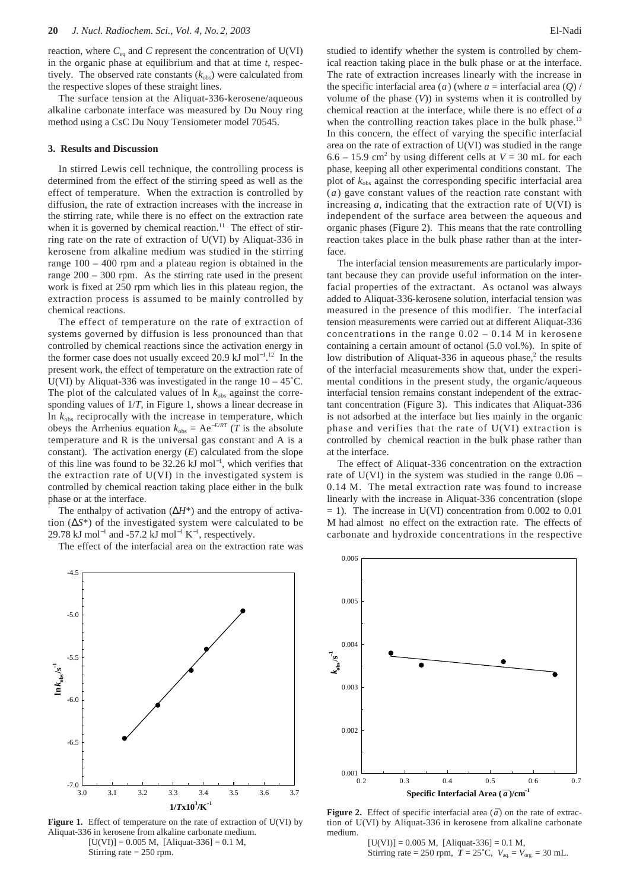reaction, where $C_{eq}$ and $C$ represent the concentration of U(VI) in the organic phase at equilibrium and that at time $t$, respectively. The observed rate constants ($k_{obs}$) were calculated from the respective slopes of these straight lines.

The surface tension at the Aliquat-336-kerosene/aqueous alkaline carbonate interface was measured by Du Nouy ring method using a CsC Du Nouy Tensiometer model 70545.

## 3. Results and Discussion

In stirred Lewis cell technique, the controlling process is determined from the effect of the stirring speed as well as the effect of temperature. When the extraction is controlled by diffusion, the rate of extraction increases with the increase in the stirring rate, while there is no effect on the extraction rate when it is governed by chemical reaction.[11] The effect of stirring rate on the rate of extraction of U(VI) by Aliquat-336 in kerosene from alkaline medium was studied in the stirring range 100 – 400 rpm and a plateau region is obtained in the range 200 – 300 rpm. As the stirring rate used in the present work is fixed at 250 rpm which lies in this plateau region, the extraction process is assumed to be mainly controlled by chemical reactions.

The effect of temperature on the rate of extraction of systems governed by diffusion is less pronounced than that controlled by chemical reactions since the activation energy in the former case does not usually exceed 20.9 kJ mol$^{-1}$.[12] In the present work, the effect of temperature on the extraction rate of U(VI) by Aliquat-336 was investigated in the range 10 – 45˚C. The plot of the calculated values of ln $k_{obs}$ against the corresponding values of $1/T$, in Figure 1, shows a linear decrease in ln $k_{obs}$ reciprocally with the increase in temperature, which obeys the Arrhenius equation $k_{obs} = Ae^{-E/RT}$ ($T$ is the absolute temperature and R is the universal gas constant and A is a constant). The activation energy ($E$) calculated from the slope of this line was found to be 32.26 kJ mol$^{-1}$, which verifies that the extraction rate of U(VI) in the investigated system is controlled by chemical reaction taking place either in the bulk phase or at the interface.

The enthalpy of activation ($\Delta H^*$) and the entropy of activation ($\Delta S^*$) of the investigated system were calculated to be 29.78 kJ mol$^{-1}$ and -57.2 kJ mol$^{-1}$ K$^{-1}$, respectively.

The effect of the interfacial area on the extraction rate was studied to identify whether the system is controlled by chemical reaction taking place in the bulk phase or at the interface. The rate of extraction increases linearly with the increase in the specific interfacial area ($a$) (where $a$ = interfacial area ($Q$) / volume of the phase ($V$)) in systems when it is controlled by chemical reaction at the interface, while there is no effect of $a$ when the controlling reaction takes place in the bulk phase.[13] In this concern, the effect of varying the specific interfacial area on the rate of extraction of U(VI) was studied in the range 6.6 – 15.9 cm$^2$ by using different cells at $V$ = 30 mL for each phase, keeping all other experimental conditions constant. The plot of $k_{obs}$ against the corresponding specific interfacial area ($a$) gave constant values of the reaction rate constant with increasing $a$, indicating that the extraction rate of U(VI) is independent of the surface area between the aqueous and organic phases (Figure 2). This means that the rate controlling reaction takes place in the bulk phase rather than at the interface.

The interfacial tension measurements are particularly important because they can provide useful information on the interfacial properties of the extractant. As octanol was always added to Aliquat-336-kerosene solution, interfacial tension was measured in the presence of this modifier. The interfacial tension measurements were carried out at different Aliquat-336 concentrations in the range 0.02 – 0.14 M in kerosene containing a certain amount of octanol (5.0 vol.%). In spite of low distribution of Aliquat-336 in aqueous phase,[2] the results of the interfacial measurements show that, under the experimental conditions in the present study, the organic/aqueous interfacial tension remains constant independent of the extractant concentration (Figure 3). This indicates that Aliquat-336 is not adsorbed at the interface but lies mainly in the organic phase and verifies that the rate of U(VI) extraction is controlled by chemical reaction in the bulk phase rather than at the interface.

The effect of Aliquat-336 concentration on the extraction rate of U(VI) in the system was studied in the range 0.06 – 0.14 M. The metal extraction rate was found to increase linearly with the increase in Aliquat-336 concentration (slope = 1). The increase in U(VI) concentration from 0.002 to 0.01 M had almost no effect on the extraction rate. The effects of carbonate and hydroxide concentrations in the respective

**Figure 1.** Effect of temperature on the rate of extraction of U(VI) by Aliquat-336 in kerosene from alkaline carbonate medium.
[U(VI)] = 0.005 M, [Aliquat-336] = 0.1 M,
Stirring rate = 250 rpm.

**Figure 2.** Effect of specific interfacial area ($\bar{a}$) on the rate of extraction of U(VI) by Aliquat-336 in kerosene from alkaline carbonate medium.
[U(VI)] = 0.005 M, [Aliquat-336] = 0.1 M,
Stirring rate = 250 rpm, $T$ = 25˚C, $V_{aq.} = V_{org.}$ = 30 mL.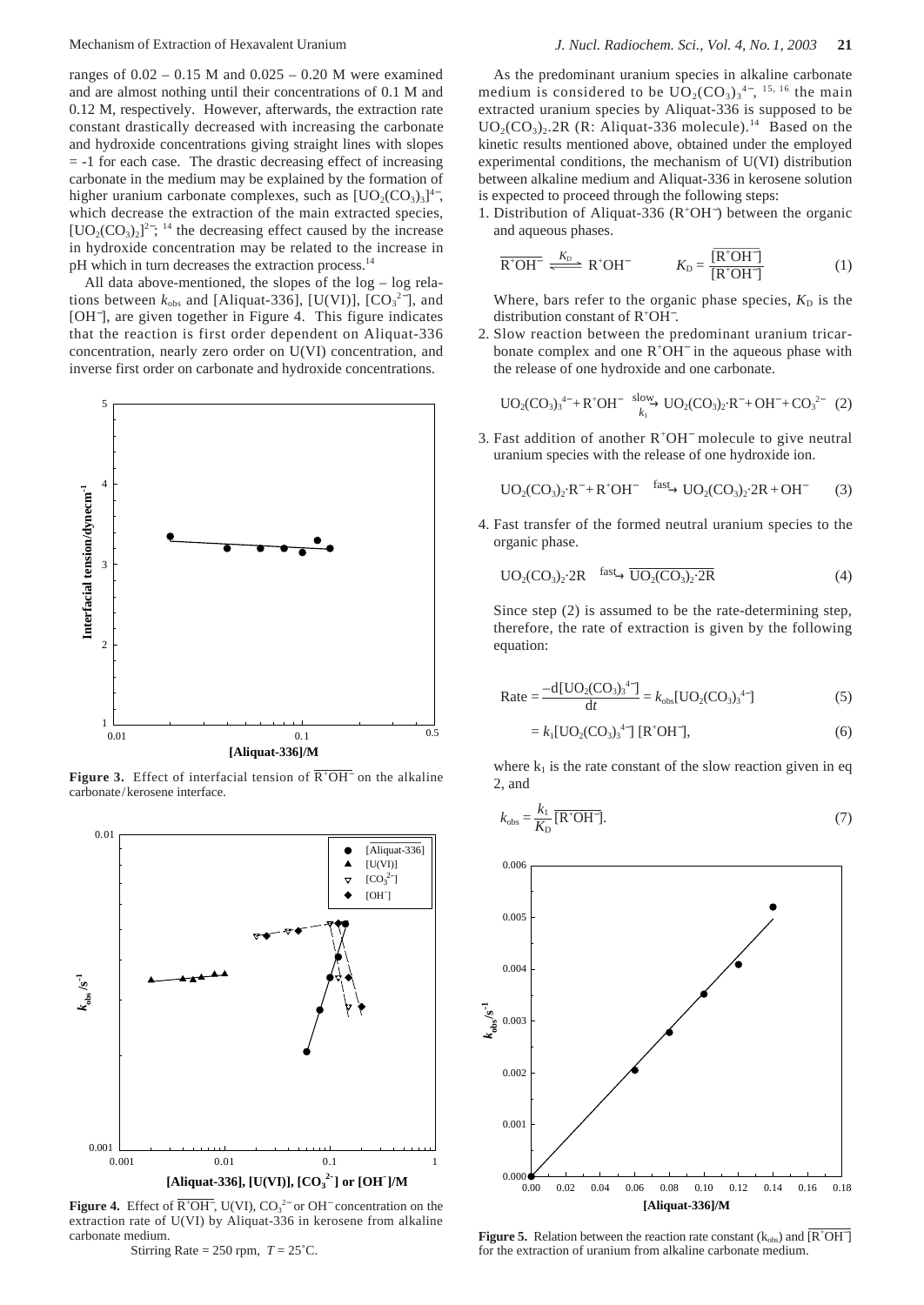ranges of 0.02 – 0.15 M and 0.025 – 0.20 M were examined and are almost nothing until their concentrations of 0.1 M and 0.12 M, respectively. However, afterwards, the extraction rate constant drastically decreased with increasing the carbonate and hydroxide concentrations giving straight lines with slopes = -1 for each case. The drastic decreasing effect of increasing carbonate in the medium may be explained by the formation of higher uranium carbonate complexes, such as $[UO_2(CO_3)_3]^{4-}$, which decrease the extraction of the main extracted species, $[UO_2(CO_3)_2]^{2-}$; [14] the decreasing effect caused by the increase in hydroxide concentration may be related to the increase in pH which in turn decreases the extraction process.[14]

All data above-mentioned, the slopes of the log – log relations between $k_{obs}$ and [Aliquat-336], [U(VI)], $[CO_3^{2-}]$, and $[OH^-]$, are given together in Figure 4. This figure indicates that the reaction is first order dependent on Aliquat-336 concentration, nearly zero order on U(VI) concentration, and inverse first order on carbonate and hydroxide concentrations.

**Figure 3.** Effect of interfacial tension of $\overline{R^+OH^-}$ on the alkaline carbonate/kerosene interface.

**Figure 4.** Effect of $\overline{R^+OH^-}$, U(VI), $CO_3^{2-}$ or $OH^-$ concentration on the extraction rate of U(VI) by Aliquat-336 in kerosene from alkaline carbonate medium.
Stirring Rate = 250 rpm, $T$ = 25˚C.

As the predominant uranium species in alkaline carbonate medium is considered to be $UO_2(CO_3)_3^{4-}$, [15, 16] the main extracted uranium species by Aliquat-336 is supposed to be $UO_2(CO_3)_2.2R$ (R: Aliquat-336 molecule).[14] Based on the kinetic results mentioned above, obtained under the employed experimental conditions, the mechanism of U(VI) distribution between alkaline medium and Aliquat-336 in kerosene solution is expected to proceed through the following steps:

1. Distribution of Aliquat-336 ($R^+OH^-$) between the organic and aqueous phases.

$$\overline{R^+OH^-} \overset{K_D}{\rightleftharpoons} R^+OH^- \qquad K_D = \frac{[R^+OH^-]}{\overline{[R^+OH^-]}} \tag{1}$$

Where, bars refer to the organic phase species, $K_D$ is the distribution constant of $R^+OH^-$.

2. Slow reaction between the predominant uranium tricarbonate complex and one $R^+OH^-$ in the aqueous phase with the release of one hydroxide and one carbonate.

$$UO_2(CO_3)_3^{4-} + R^+OH^- \xrightarrow[k_1]{\text{slow}} UO_2(CO_3)_2{\cdot}R^- + OH^- + CO_3^{2-} \tag{2}$$

3. Fast addition of another $R^+OH^-$ molecule to give neutral uranium species with the release of one hydroxide ion.

$$UO_2(CO_3)_2{\cdot}R^- + R^+OH^- \xrightarrow{\text{fast}} UO_2(CO_3)_2{\cdot}2R + OH^- \tag{3}$$

4. Fast transfer of the formed neutral uranium species to the organic phase.

$$UO_2(CO_3)_2{\cdot}2R \xrightarrow{\text{fast}} \overline{UO_2(CO_3)_2{\cdot}2R} \tag{4}$$

Since step (2) is assumed to be the rate-determining step, therefore, the rate of extraction is given by the following equation:

$$\text{Rate} = \frac{-d[UO_2(CO_3)_3^{4-}]}{dt} = k_{obs}[UO_2(CO_3)_3^{4-}] \tag{5}$$

$$= k_1[UO_2(CO_3)_3^{4-}]\,[R^+OH^-], \tag{6}$$

where $k_1$ is the rate constant of the slow reaction given in eq 2, and

$$k_{obs} = \frac{k_1}{K_D}\overline{[R^+OH^-]}. \tag{7}$$

**Figure 5.** Relation between the reaction rate constant ($k_{obs}$) and $\overline{[R^+OH^-]}$ for the extraction of uranium from alkaline carbonate medium.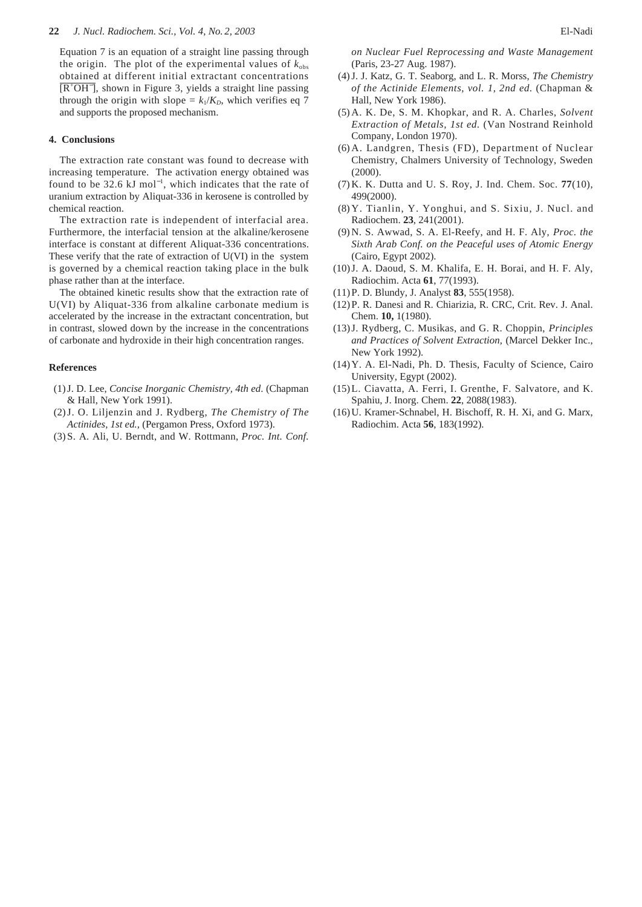Equation 7 is an equation of a straight line passing through the origin. The plot of the experimental values of $k_{obs}$ obtained at different initial extractant concentrations $\overline{[R^+OH^-]}$, shown in Figure 3, yields a straight line passing through the origin with slope = $k_1/K_D$, which verifies eq 7 and supports the proposed mechanism.

## 4. Conclusions

The extraction rate constant was found to decrease with increasing temperature. The activation energy obtained was found to be 32.6 kJ mol$^{-1}$, which indicates that the rate of uranium extraction by Aliquat-336 in kerosene is controlled by chemical reaction.

The extraction rate is independent of interfacial area. Furthermore, the interfacial tension at the alkaline/kerosene interface is constant at different Aliquat-336 concentrations. These verify that the rate of extraction of U(VI) in the system is governed by a chemical reaction taking place in the bulk phase rather than at the interface.

The obtained kinetic results show that the extraction rate of U(VI) by Aliquat-336 from alkaline carbonate medium is accelerated by the increase in the extractant concentration, but in contrast, slowed down by the increase in the concentrations of carbonate and hydroxide in their high concentration ranges.

## References

(1) J. D. Lee, *Concise Inorganic Chemistry, 4th ed.* (Chapman & Hall, New York 1991).

(2) J. O. Liljenzin and J. Rydberg, *The Chemistry of The Actinides, 1st ed.,* (Pergamon Press, Oxford 1973).

(3) S. A. Ali, U. Berndt, and W. Rottmann, *Proc. Int. Conf. on Nuclear Fuel Reprocessing and Waste Management* (Paris, 23-27 Aug. 1987).

(4) J. J. Katz, G. T. Seaborg, and L. R. Morss, *The Chemistry of the Actinide Elements, vol. 1, 2nd ed.* (Chapman & Hall, New York 1986).

(5) A. K. De, S. M. Khopkar, and R. A. Charles, *Solvent Extraction of Metals, 1st ed.* (Van Nostrand Reinhold Company, London 1970).

(6) A. Landgren, Thesis (FD), Department of Nuclear Chemistry, Chalmers University of Technology, Sweden (2000).

(7) K. K. Dutta and U. S. Roy, J. Ind. Chem. Soc. **77**(10), 499(2000).

(8) Y. Tianlin, Y. Yonghui, and S. Sixiu, J. Nucl. and Radiochem. **23**, 241(2001).

(9) N. S. Awwad, S. A. El-Reefy, and H. F. Aly, *Proc. the Sixth Arab Conf. on the Peaceful uses of Atomic Energy* (Cairo, Egypt 2002).

(10) J. A. Daoud, S. M. Khalifa, E. H. Borai, and H. F. Aly, Radiochim. Acta **61**, 77(1993).

(11) P. D. Blundy, J. Analyst **83**, 555(1958).

(12) P. R. Danesi and R. Chiarizia, R. CRC, Crit. Rev. J. Anal. Chem. **10,** 1(1980).

(13) J. Rydberg, C. Musikas, and G. R. Choppin, *Principles and Practices of Solvent Extraction,* (Marcel Dekker Inc., New York 1992).

(14) Y. A. El-Nadi, Ph. D. Thesis, Faculty of Science, Cairo University, Egypt (2002).

(15) L. Ciavatta, A. Ferri, I. Grenthe, F. Salvatore, and K. Spahiu, J. Inorg. Chem. **22**, 2088(1983).

(16) U. Kramer-Schnabel, H. Bischoff, R. H. Xi, and G. Marx, Radiochim. Acta **56**, 183(1992).